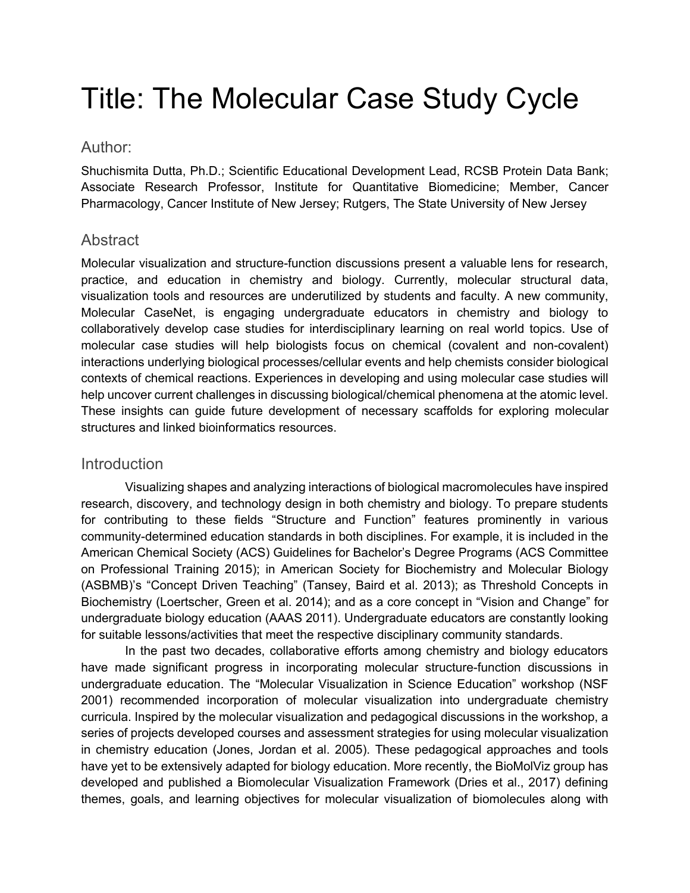# Title: The Molecular Case Study Cycle

## Author:

Shuchismita Dutta, Ph.D.; Scientific Educational Development Lead, RCSB Protein Data Bank; Associate Research Professor, Institute for Quantitative Biomedicine; Member, Cancer Pharmacology, Cancer Institute of New Jersey; Rutgers, The State University of New Jersey

## Abstract

Molecular visualization and structure-function discussions present a valuable lens for research, practice, and education in chemistry and biology. Currently, molecular structural data, visualization tools and resources are underutilized by students and faculty. A new community, Molecular CaseNet, is engaging undergraduate educators in chemistry and biology to collaboratively develop case studies for interdisciplinary learning on real world topics. Use of molecular case studies will help biologists focus on chemical (covalent and non-covalent) interactions underlying biological processes/cellular events and help chemists consider biological contexts of chemical reactions. Experiences in developing and using molecular case studies will help uncover current challenges in discussing biological/chemical phenomena at the atomic level. These insights can guide future development of necessary scaffolds for exploring molecular structures and linked bioinformatics resources.

## Introduction

Visualizing shapes and analyzing interactions of biological macromolecules have inspired research, discovery, and technology design in both chemistry and biology. To prepare students for contributing to these fields "Structure and Function" features prominently in various community-determined education standards in both disciplines. For example, it is included in the American Chemical Society (ACS) Guidelines for Bachelor's Degree Programs (ACS Committee on Professional Training 2015); in American Society for Biochemistry and Molecular Biology (ASBMB)'s "Concept Driven Teaching" (Tansey, Baird et al. 2013); as Threshold Concepts in Biochemistry (Loertscher, Green et al. 2014); and as a core concept in "Vision and Change" for undergraduate biology education (AAAS 2011). Undergraduate educators are constantly looking for suitable lessons/activities that meet the respective disciplinary community standards.

In the past two decades, collaborative efforts among chemistry and biology educators have made significant progress in incorporating molecular structure-function discussions in undergraduate education. The "Molecular Visualization in Science Education" workshop (NSF 2001) recommended incorporation of molecular visualization into undergraduate chemistry curricula. Inspired by the molecular visualization and pedagogical discussions in the workshop, a series of projects developed courses and assessment strategies for using molecular visualization in chemistry education (Jones, Jordan et al. 2005). These pedagogical approaches and tools have yet to be extensively adapted for biology education. More recently, the BioMolViz group has developed and published a Biomolecular Visualization Framework (Dries et al., 2017) defining themes, goals, and learning objectives for molecular visualization of biomolecules along with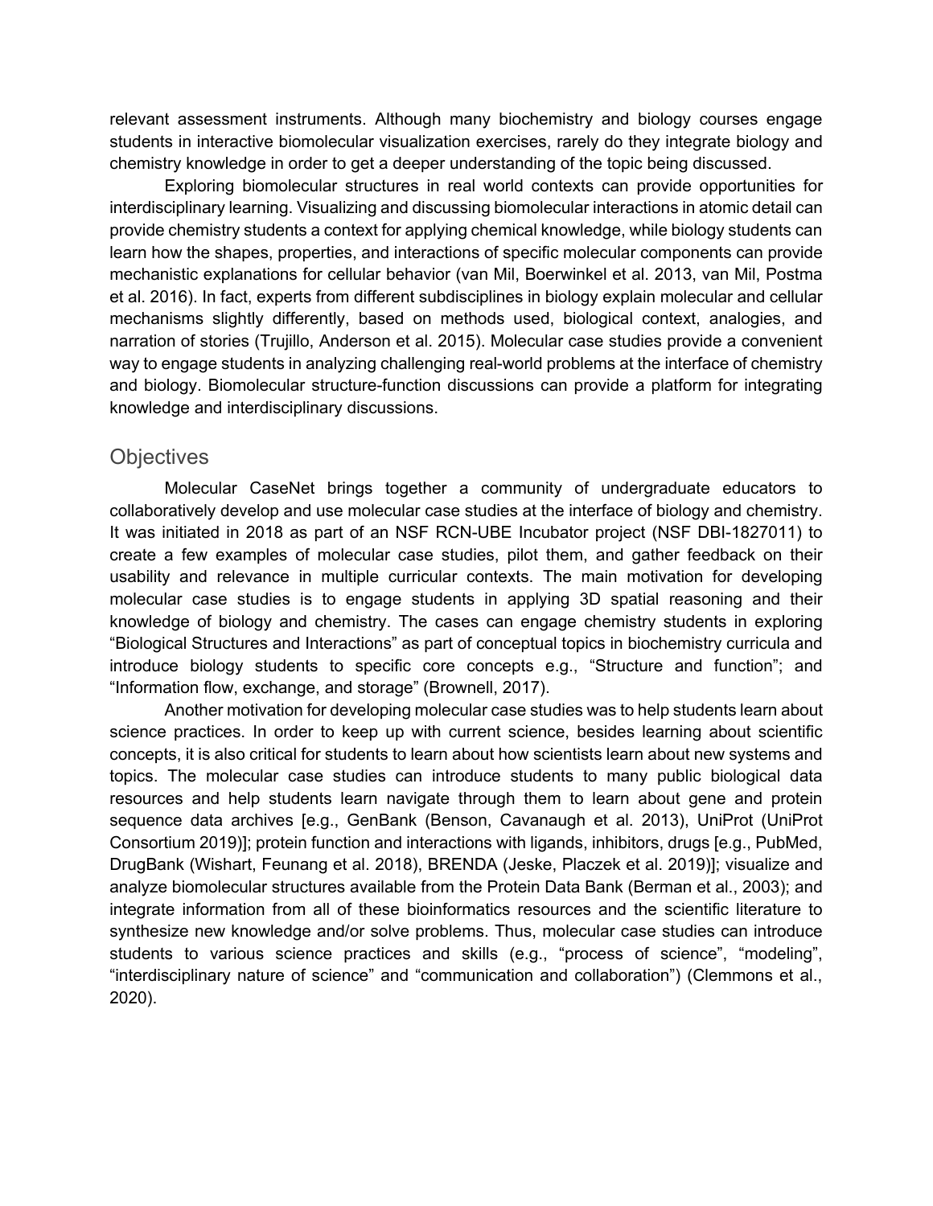relevant assessment instruments. Although many biochemistry and biology courses engage students in interactive biomolecular visualization exercises, rarely do they integrate biology and chemistry knowledge in order to get a deeper understanding of the topic being discussed.

Exploring biomolecular structures in real world contexts can provide opportunities for interdisciplinary learning. Visualizing and discussing biomolecular interactions in atomic detail can provide chemistry students a context for applying chemical knowledge, while biology students can learn how the shapes, properties, and interactions of specific molecular components can provide mechanistic explanations for cellular behavior (van Mil, Boerwinkel et al. 2013, van Mil, Postma et al. 2016). In fact, experts from different subdisciplines in biology explain molecular and cellular mechanisms slightly differently, based on methods used, biological context, analogies, and narration of stories (Trujillo, Anderson et al. 2015). Molecular case studies provide a convenient way to engage students in analyzing challenging real-world problems at the interface of chemistry and biology. Biomolecular structure-function discussions can provide a platform for integrating knowledge and interdisciplinary discussions.

## Objectives

Molecular CaseNet brings together a community of undergraduate educators to collaboratively develop and use molecular case studies at the interface of biology and chemistry. It was initiated in 2018 as part of an NSF RCN-UBE Incubator project (NSF DBI-1827011) to create a few examples of molecular case studies, pilot them, and gather feedback on their usability and relevance in multiple curricular contexts. The main motivation for developing molecular case studies is to engage students in applying 3D spatial reasoning and their knowledge of biology and chemistry. The cases can engage chemistry students in exploring "Biological Structures and Interactions" as part of conceptual topics in biochemistry curricula and introduce biology students to specific core concepts e.g., "Structure and function"; and "Information flow, exchange, and storage" (Brownell, 2017).

Another motivation for developing molecular case studies was to help students learn about science practices. In order to keep up with current science, besides learning about scientific concepts, it is also critical for students to learn about how scientists learn about new systems and topics. The molecular case studies can introduce students to many public biological data resources and help students learn navigate through them to learn about gene and protein sequence data archives [e.g., GenBank (Benson, Cavanaugh et al. 2013), UniProt (UniProt Consortium 2019)]; protein function and interactions with ligands, inhibitors, drugs [e.g., PubMed, DrugBank (Wishart, Feunang et al. 2018), BRENDA (Jeske, Placzek et al. 2019)]; visualize and analyze biomolecular structures available from the Protein Data Bank (Berman et al., 2003); and integrate information from all of these bioinformatics resources and the scientific literature to synthesize new knowledge and/or solve problems. Thus, molecular case studies can introduce students to various science practices and skills (e.g., "process of science", "modeling", "interdisciplinary nature of science" and "communication and collaboration") (Clemmons et al., 2020).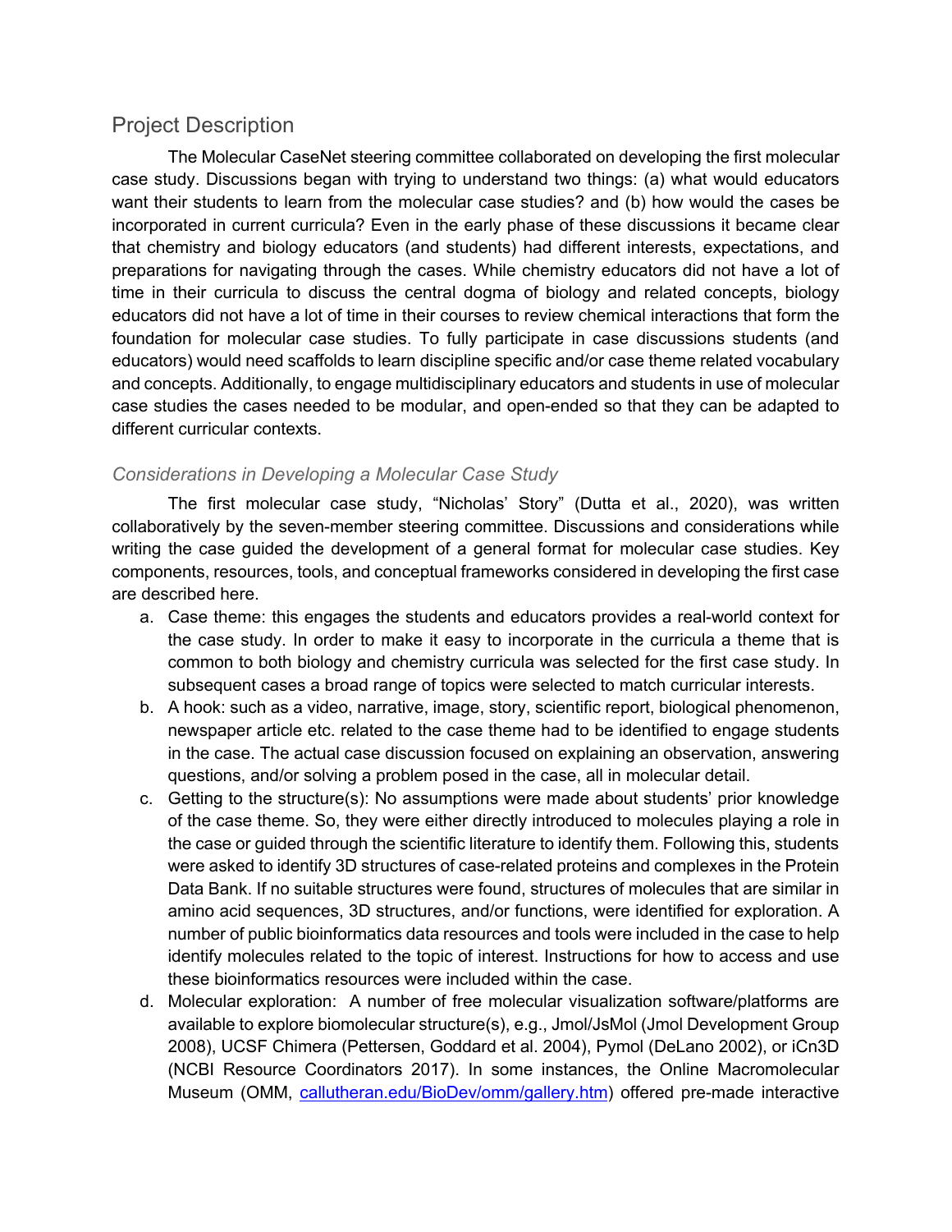## Project Description

The Molecular CaseNet steering committee collaborated on developing the first molecular case study. Discussions began with trying to understand two things: (a) what would educators want their students to learn from the molecular case studies? and (b) how would the cases be incorporated in current curricula? Even in the early phase of these discussions it became clear that chemistry and biology educators (and students) had different interests, expectations, and preparations for navigating through the cases. While chemistry educators did not have a lot of time in their curricula to discuss the central dogma of biology and related concepts, biology educators did not have a lot of time in their courses to review chemical interactions that form the foundation for molecular case studies. To fully participate in case discussions students (and educators) would need scaffolds to learn discipline specific and/or case theme related vocabulary and concepts. Additionally, to engage multidisciplinary educators and students in use of molecular case studies the cases needed to be modular, and open-ended so that they can be adapted to different curricular contexts.

### *Considerations in Developing a Molecular Case Study*

The first molecular case study, "Nicholas' Story" (Dutta et al., 2020), was written collaboratively by the seven-member steering committee. Discussions and considerations while writing the case guided the development of a general format for molecular case studies. Key components, resources, tools, and conceptual frameworks considered in developing the first case are described here.

a. Case theme: this engages the students and educators provides a real-world context for the case study. In order to make it easy to incorporate in the curricula a theme that is common to both biology and chemistry curricula was selected for the first case study. In subsequent cases a broad range of topics were selected to match curricular interests.
b. A hook: such as a video, narrative, image, story, scientific report, biological phenomenon, newspaper article etc. related to the case theme had to be identified to engage students in the case. The actual case discussion focused on explaining an observation, answering questions, and/or solving a problem posed in the case, all in molecular detail.
c. Getting to the structure(s): No assumptions were made about students' prior knowledge of the case theme. So, they were either directly introduced to molecules playing a role in the case or guided through the scientific literature to identify them. Following this, students were asked to identify 3D structures of case-related proteins and complexes in the Protein Data Bank. If no suitable structures were found, structures of molecules that are similar in amino acid sequences, 3D structures, and/or functions, were identified for exploration. A number of public bioinformatics data resources and tools were included in the case to help identify molecules related to the topic of interest. Instructions for how to access and use these bioinformatics resources were included within the case.
d. Molecular exploration: A number of free molecular visualization software/platforms are available to explore biomolecular structure(s), e.g., Jmol/JsMol (Jmol Development Group 2008), UCSF Chimera (Pettersen, Goddard et al. 2004), Pymol (DeLano 2002), or iCn3D (NCBI Resource Coordinators 2017). In some instances, the Online Macromolecular Museum (OMM, [callutheran.edu/BioDev/omm/gallery.htm](callutheran.edu/BioDev/omm/gallery.htm)) offered pre-made interactive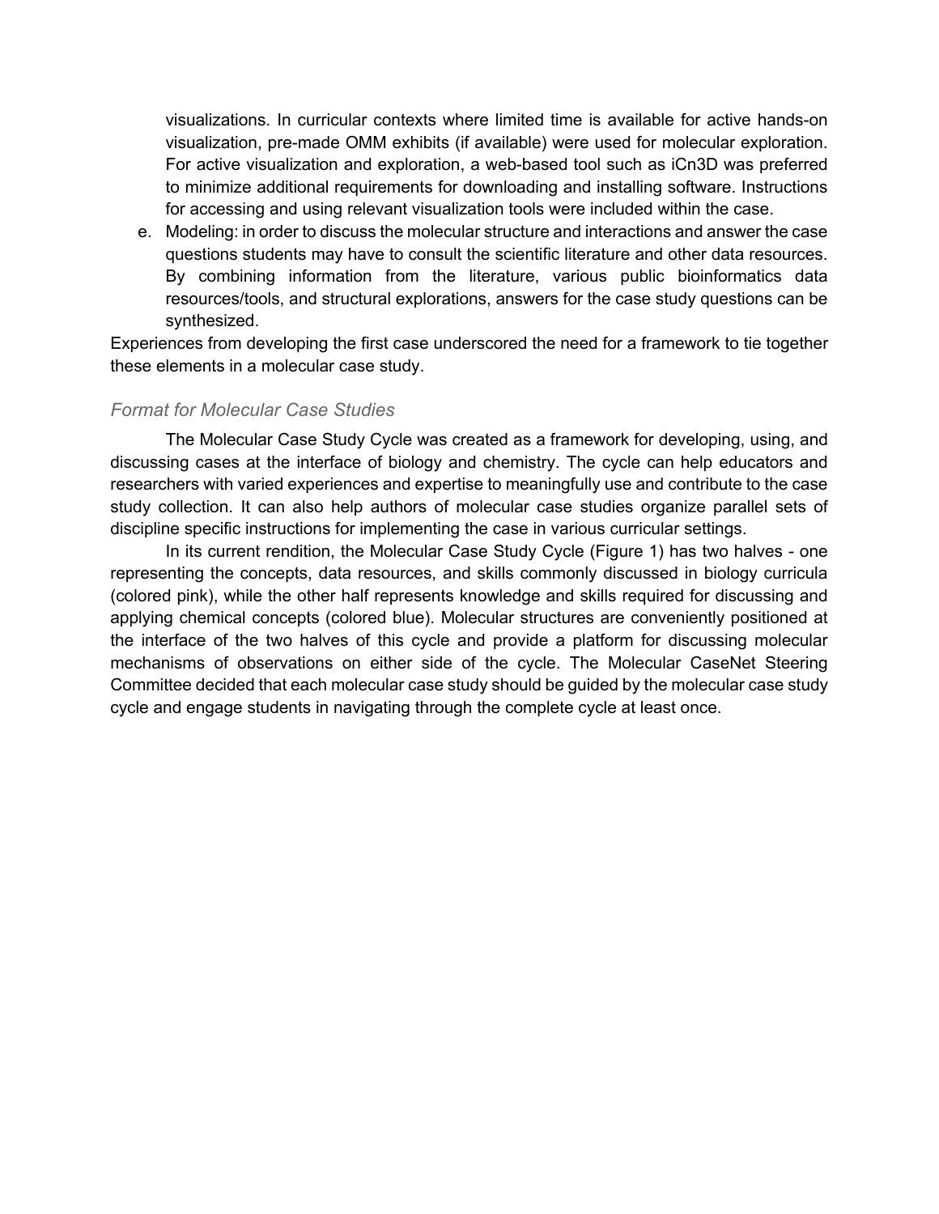visualizations. In curricular contexts where limited time is available for active hands-on visualization, pre-made OMM exhibits (if available) were used for molecular exploration. For active visualization and exploration, a web-based tool such as iCn3D was preferred to minimize additional requirements for downloading and installing software. Instructions for accessing and using relevant visualization tools were included within the case.

e. Modeling: in order to discuss the molecular structure and interactions and answer the case questions students may have to consult the scientific literature and other data resources. By combining information from the literature, various public bioinformatics data resources/tools, and structural explorations, answers for the case study questions can be synthesized.

Experiences from developing the first case underscored the need for a framework to tie together these elements in a molecular case study.

### *Format for Molecular Case Studies*

The Molecular Case Study Cycle was created as a framework for developing, using, and discussing cases at the interface of biology and chemistry. The cycle can help educators and researchers with varied experiences and expertise to meaningfully use and contribute to the case study collection. It can also help authors of molecular case studies organize parallel sets of discipline specific instructions for implementing the case in various curricular settings.

In its current rendition, the Molecular Case Study Cycle (Figure 1) has two halves - one representing the concepts, data resources, and skills commonly discussed in biology curricula (colored pink), while the other half represents knowledge and skills required for discussing and applying chemical concepts (colored blue). Molecular structures are conveniently positioned at the interface of the two halves of this cycle and provide a platform for discussing molecular mechanisms of observations on either side of the cycle. The Molecular CaseNet Steering Committee decided that each molecular case study should be guided by the molecular case study cycle and engage students in navigating through the complete cycle at least once.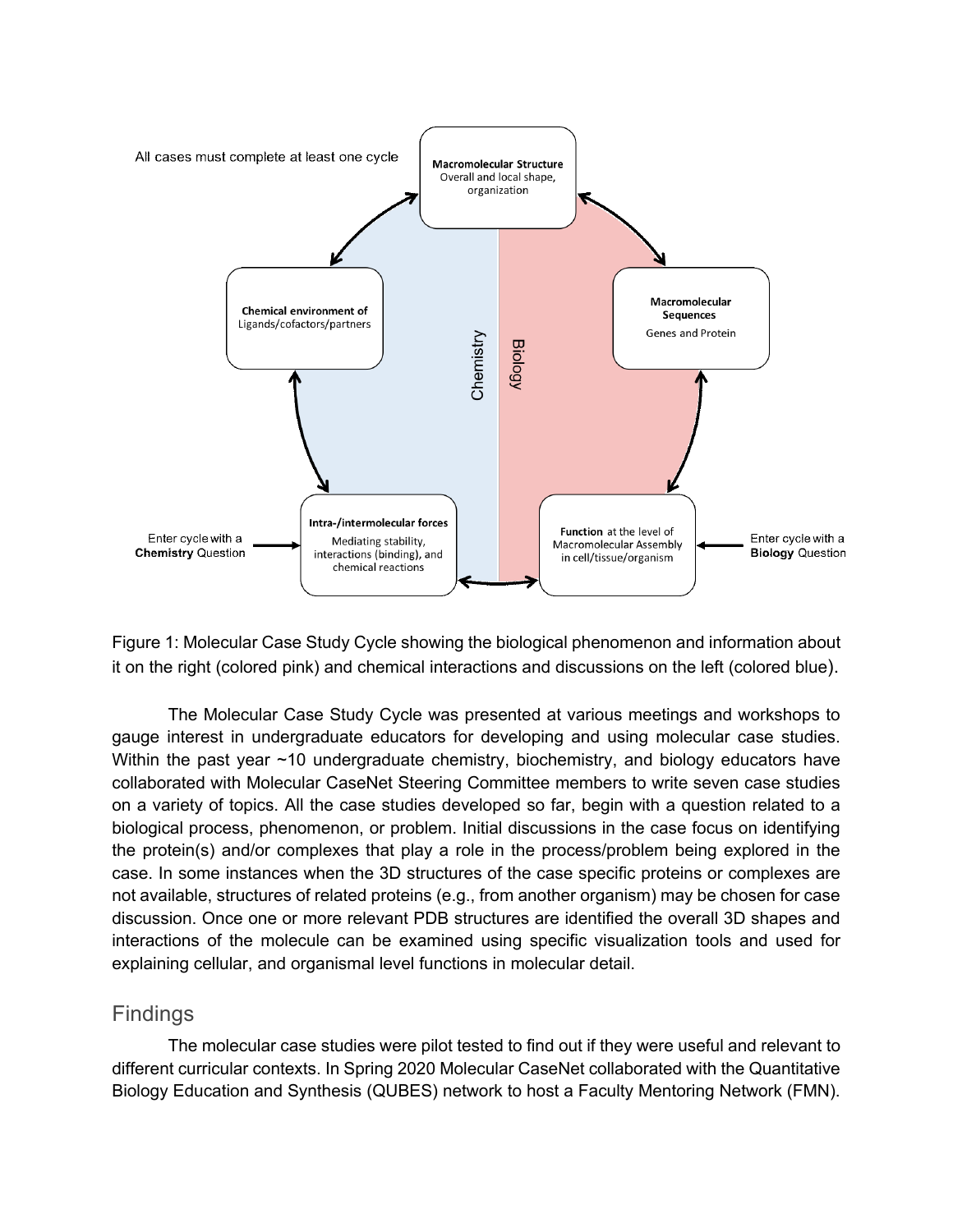Figure 1: Molecular Case Study Cycle showing the biological phenomenon and information about it on the right (colored pink) and chemical interactions and discussions on the left (colored blue).

The Molecular Case Study Cycle was presented at various meetings and workshops to gauge interest in undergraduate educators for developing and using molecular case studies. Within the past year ~10 undergraduate chemistry, biochemistry, and biology educators have collaborated with Molecular CaseNet Steering Committee members to write seven case studies on a variety of topics. All the case studies developed so far, begin with a question related to a biological process, phenomenon, or problem. Initial discussions in the case focus on identifying the protein(s) and/or complexes that play a role in the process/problem being explored in the case. In some instances when the 3D structures of the case specific proteins or complexes are not available, structures of related proteins (e.g., from another organism) may be chosen for case discussion. Once one or more relevant PDB structures are identified the overall 3D shapes and interactions of the molecule can be examined using specific visualization tools and used for explaining cellular, and organismal level functions in molecular detail.

## Findings

The molecular case studies were pilot tested to find out if they were useful and relevant to different curricular contexts. In Spring 2020 Molecular CaseNet collaborated with the Quantitative Biology Education and Synthesis (QUBES) network to host a Faculty Mentoring Network (FMN).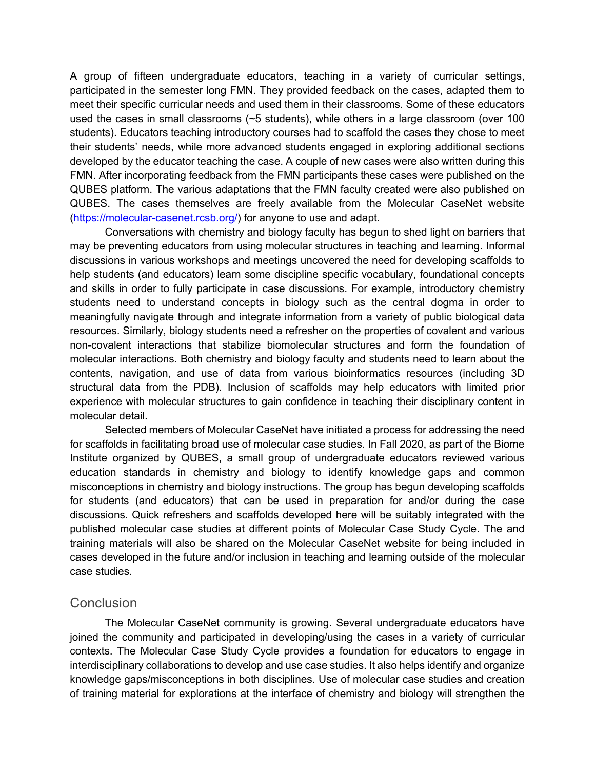A group of fifteen undergraduate educators, teaching in a variety of curricular settings, participated in the semester long FMN. They provided feedback on the cases, adapted them to meet their specific curricular needs and used them in their classrooms. Some of these educators used the cases in small classrooms (~5 students), while others in a large classroom (over 100 students). Educators teaching introductory courses had to scaffold the cases they chose to meet their students' needs, while more advanced students engaged in exploring additional sections developed by the educator teaching the case. A couple of new cases were also written during this FMN. After incorporating feedback from the FMN participants these cases were published on the QUBES platform. The various adaptations that the FMN faculty created were also published on QUBES. The cases themselves are freely available from the Molecular CaseNet website (https://molecular-casenet.rcsb.org/) for anyone to use and adapt.

Conversations with chemistry and biology faculty has begun to shed light on barriers that may be preventing educators from using molecular structures in teaching and learning. Informal discussions in various workshops and meetings uncovered the need for developing scaffolds to help students (and educators) learn some discipline specific vocabulary, foundational concepts and skills in order to fully participate in case discussions. For example, introductory chemistry students need to understand concepts in biology such as the central dogma in order to meaningfully navigate through and integrate information from a variety of public biological data resources. Similarly, biology students need a refresher on the properties of covalent and various non-covalent interactions that stabilize biomolecular structures and form the foundation of molecular interactions. Both chemistry and biology faculty and students need to learn about the contents, navigation, and use of data from various bioinformatics resources (including 3D structural data from the PDB). Inclusion of scaffolds may help educators with limited prior experience with molecular structures to gain confidence in teaching their disciplinary content in molecular detail.

Selected members of Molecular CaseNet have initiated a process for addressing the need for scaffolds in facilitating broad use of molecular case studies. In Fall 2020, as part of the Biome Institute organized by QUBES, a small group of undergraduate educators reviewed various education standards in chemistry and biology to identify knowledge gaps and common misconceptions in chemistry and biology instructions. The group has begun developing scaffolds for students (and educators) that can be used in preparation for and/or during the case discussions. Quick refreshers and scaffolds developed here will be suitably integrated with the published molecular case studies at different points of Molecular Case Study Cycle. The and training materials will also be shared on the Molecular CaseNet website for being included in cases developed in the future and/or inclusion in teaching and learning outside of the molecular case studies.

## Conclusion

The Molecular CaseNet community is growing. Several undergraduate educators have joined the community and participated in developing/using the cases in a variety of curricular contexts. The Molecular Case Study Cycle provides a foundation for educators to engage in interdisciplinary collaborations to develop and use case studies. It also helps identify and organize knowledge gaps/misconceptions in both disciplines. Use of molecular case studies and creation of training material for explorations at the interface of chemistry and biology will strengthen the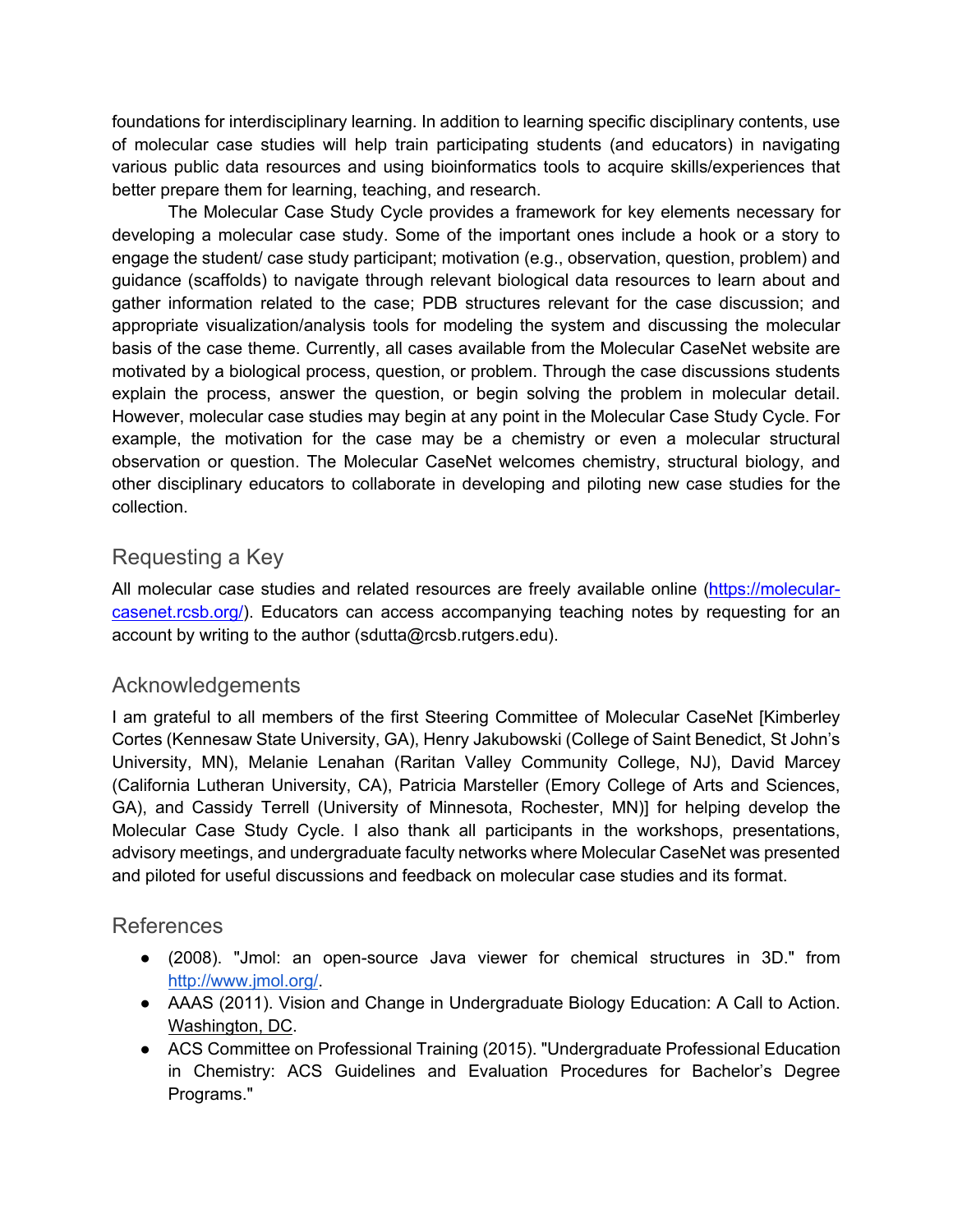foundations for interdisciplinary learning. In addition to learning specific disciplinary contents, use of molecular case studies will help train participating students (and educators) in navigating various public data resources and using bioinformatics tools to acquire skills/experiences that better prepare them for learning, teaching, and research.

The Molecular Case Study Cycle provides a framework for key elements necessary for developing a molecular case study. Some of the important ones include a hook or a story to engage the student/ case study participant; motivation (e.g., observation, question, problem) and guidance (scaffolds) to navigate through relevant biological data resources to learn about and gather information related to the case; PDB structures relevant for the case discussion; and appropriate visualization/analysis tools for modeling the system and discussing the molecular basis of the case theme. Currently, all cases available from the Molecular CaseNet website are motivated by a biological process, question, or problem. Through the case discussions students explain the process, answer the question, or begin solving the problem in molecular detail. However, molecular case studies may begin at any point in the Molecular Case Study Cycle. For example, the motivation for the case may be a chemistry or even a molecular structural observation or question. The Molecular CaseNet welcomes chemistry, structural biology, and other disciplinary educators to collaborate in developing and piloting new case studies for the collection.

## Requesting a Key

All molecular case studies and related resources are freely available online (https://molecular-casenet.rcsb.org/). Educators can access accompanying teaching notes by requesting for an account by writing to the author (sdutta@rcsb.rutgers.edu).

## Acknowledgements

I am grateful to all members of the first Steering Committee of Molecular CaseNet [Kimberley Cortes (Kennesaw State University, GA), Henry Jakubowski (College of Saint Benedict, St John's University, MN), Melanie Lenahan (Raritan Valley Community College, NJ), David Marcey (California Lutheran University, CA), Patricia Marsteller (Emory College of Arts and Sciences, GA), and Cassidy Terrell (University of Minnesota, Rochester, MN)] for helping develop the Molecular Case Study Cycle. I also thank all participants in the workshops, presentations, advisory meetings, and undergraduate faculty networks where Molecular CaseNet was presented and piloted for useful discussions and feedback on molecular case studies and its format.

## References

- (2008). "Jmol: an open-source Java viewer for chemical structures in 3D." from http://www.jmol.org/.
- AAAS (2011). Vision and Change in Undergraduate Biology Education: A Call to Action. Washington, DC.
- ACS Committee on Professional Training (2015). "Undergraduate Professional Education in Chemistry: ACS Guidelines and Evaluation Procedures for Bachelor's Degree Programs."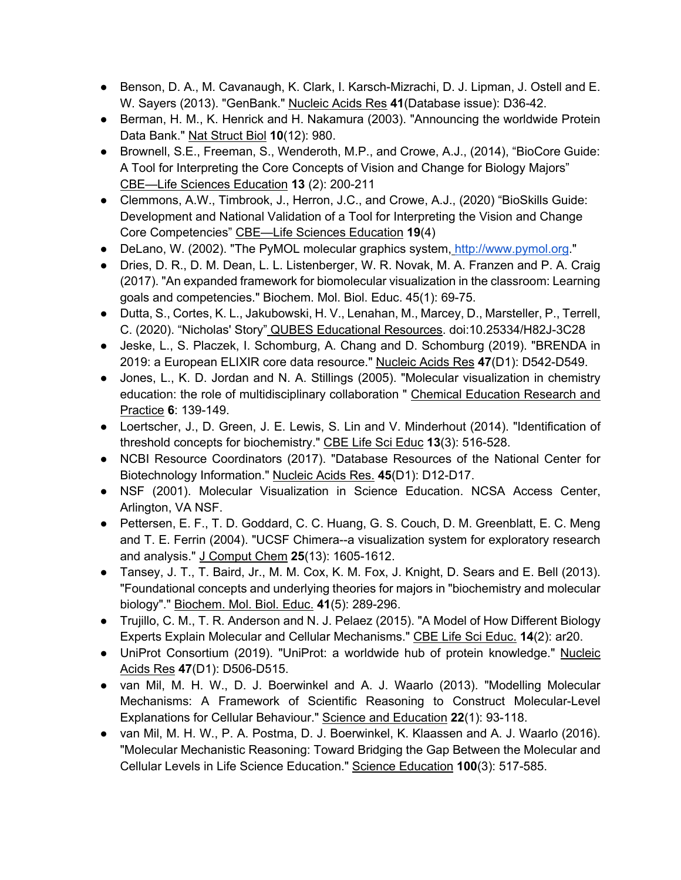- Benson, D. A., M. Cavanaugh, K. Clark, I. Karsch-Mizrachi, D. J. Lipman, J. Ostell and E. W. Sayers (2013). "GenBank." Nucleic Acids Res **41**(Database issue): D36-42.
- Berman, H. M., K. Henrick and H. Nakamura (2003). "Announcing the worldwide Protein Data Bank." Nat Struct Biol **10**(12): 980.
- Brownell, S.E., Freeman, S., Wenderoth, M.P., and Crowe, A.J., (2014), "BioCore Guide: A Tool for Interpreting the Core Concepts of Vision and Change for Biology Majors" CBE—Life Sciences Education **13** (2): 200-211
- Clemmons, A.W., Timbrook, J., Herron, J.C., and Crowe, A.J., (2020) "BioSkills Guide: Development and National Validation of a Tool for Interpreting the Vision and Change Core Competencies" CBE—Life Sciences Education **19**(4)
- DeLano, W. (2002). "The PyMOL molecular graphics system, http://www.pymol.org."
- Dries, D. R., D. M. Dean, L. L. Listenberger, W. R. Novak, M. A. Franzen and P. A. Craig (2017). "An expanded framework for biomolecular visualization in the classroom: Learning goals and competencies." Biochem. Mol. Biol. Educ. 45(1): 69-75.
- Dutta, S., Cortes, K. L., Jakubowski, H. V., Lenahan, M., Marcey, D., Marsteller, P., Terrell, C. (2020). "Nicholas' Story" QUBES Educational Resources. doi:10.25334/H82J-3C28
- Jeske, L., S. Placzek, I. Schomburg, A. Chang and D. Schomburg (2019). "BRENDA in 2019: a European ELIXIR core data resource." Nucleic Acids Res **47**(D1): D542-D549.
- Jones, L., K. D. Jordan and N. A. Stillings (2005). "Molecular visualization in chemistry education: the role of multidisciplinary collaboration " Chemical Education Research and Practice **6**: 139-149.
- Loertscher, J., D. Green, J. E. Lewis, S. Lin and V. Minderhout (2014). "Identification of threshold concepts for biochemistry." CBE Life Sci Educ **13**(3): 516-528.
- NCBI Resource Coordinators (2017). "Database Resources of the National Center for Biotechnology Information." Nucleic Acids Res. **45**(D1): D12-D17.
- NSF (2001). Molecular Visualization in Science Education. NCSA Access Center, Arlington, VA NSF.
- Pettersen, E. F., T. D. Goddard, C. C. Huang, G. S. Couch, D. M. Greenblatt, E. C. Meng and T. E. Ferrin (2004). "UCSF Chimera--a visualization system for exploratory research and analysis." J Comput Chem **25**(13): 1605-1612.
- Tansey, J. T., T. Baird, Jr., M. M. Cox, K. M. Fox, J. Knight, D. Sears and E. Bell (2013). "Foundational concepts and underlying theories for majors in "biochemistry and molecular biology"." Biochem. Mol. Biol. Educ. **41**(5): 289-296.
- Trujillo, C. M., T. R. Anderson and N. J. Pelaez (2015). "A Model of How Different Biology Experts Explain Molecular and Cellular Mechanisms." CBE Life Sci Educ. **14**(2): ar20.
- UniProt Consortium (2019). "UniProt: a worldwide hub of protein knowledge." Nucleic Acids Res **47**(D1): D506-D515.
- van Mil, M. H. W., D. J. Boerwinkel and A. J. Waarlo (2013). "Modelling Molecular Mechanisms: A Framework of Scientific Reasoning to Construct Molecular-Level Explanations for Cellular Behaviour." Science and Education **22**(1): 93-118.
- van Mil, M. H. W., P. A. Postma, D. J. Boerwinkel, K. Klaassen and A. J. Waarlo (2016). "Molecular Mechanistic Reasoning: Toward Bridging the Gap Between the Molecular and Cellular Levels in Life Science Education." Science Education **100**(3): 517-585.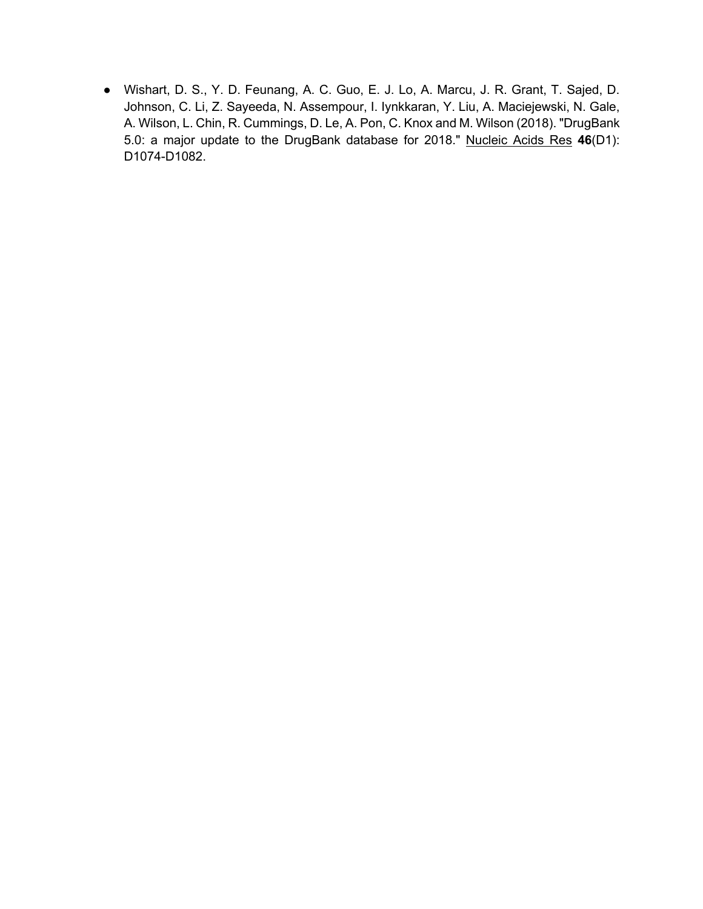- Wishart, D. S., Y. D. Feunang, A. C. Guo, E. J. Lo, A. Marcu, J. R. Grant, T. Sajed, D. Johnson, C. Li, Z. Sayeeda, N. Assempour, I. Iynkkaran, Y. Liu, A. Maciejewski, N. Gale, A. Wilson, L. Chin, R. Cummings, D. Le, A. Pon, C. Knox and M. Wilson (2018). "DrugBank 5.0: a major update to the DrugBank database for 2018." Nucleic Acids Res **46**(D1): D1074-D1082.